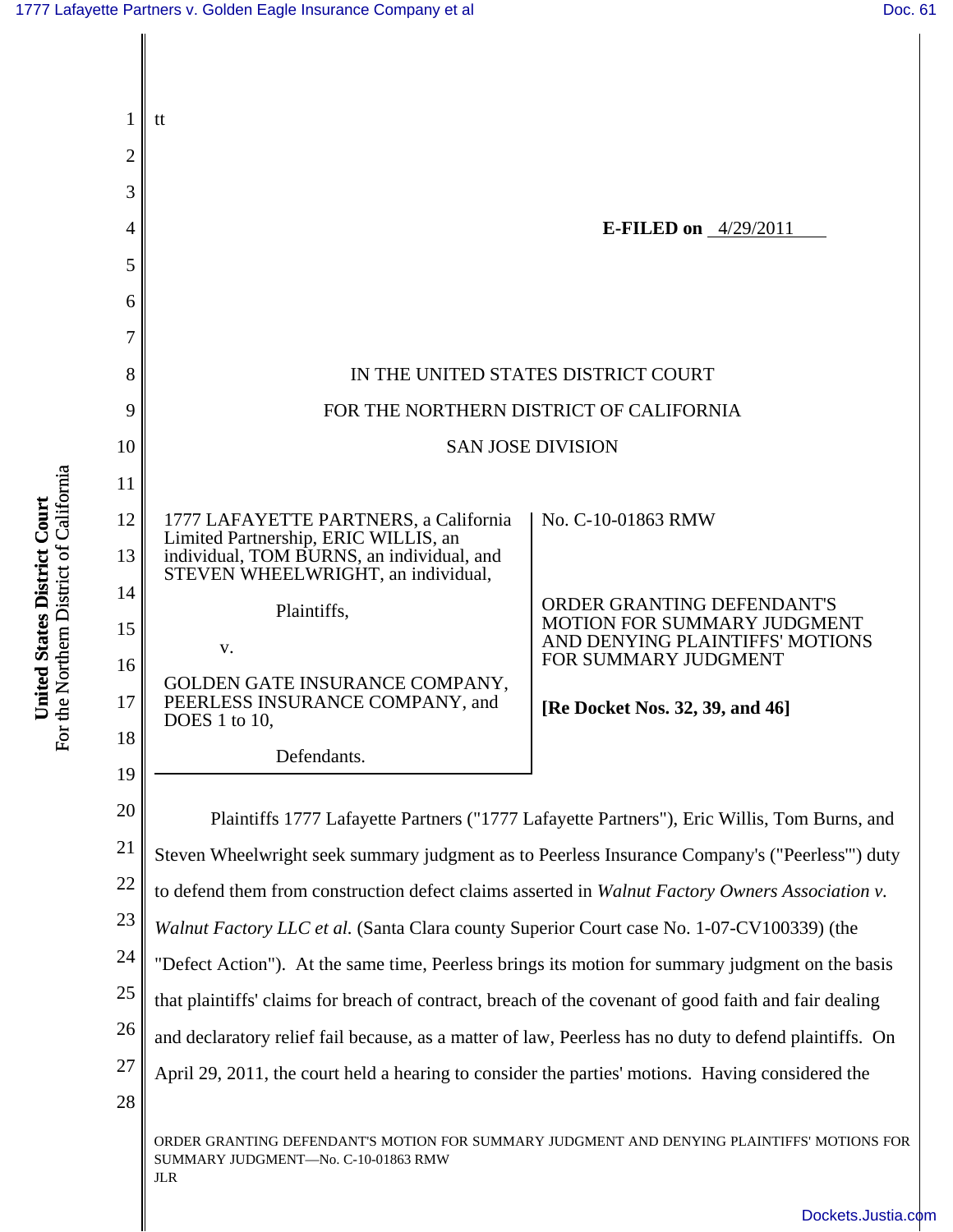tt

**E-FILED on** 4/29/2011

IN THE UNITED STATES DISTRICT COURT

FOR THE NORTHERN DISTRICT OF CALIFORNIA

SAN JOSE DIVISION

1777 LAFAYETTE PARTNERS, a California Limited Partnership, ERIC WILLIS, an individual, TOM BURNS, an individual, and STEVEN WHEELWRIGHT, an individual,

Plaintiffs,

v.

GOLDEN GATE INSURANCE COMPANY, PEERLESS INSURANCE COMPANY, and DOES 1 to 10,

Defendants.

No. C-10-01863 RMW

ORDER GRANTING DEFENDANT'S MOTION FOR SUMMARY JUDGMENT AND DENYING PLAINTIFFS' MOTIONS FOR SUMMARY JUDGMENT

**[Re Docket Nos. 32, 39, and 46]**

Plaintiffs 1777 Lafayette Partners ("1777 Lafayette Partners"), Eric Willis, Tom Burns, and Steven Wheelwright seek summary judgment as to Peerless Insurance Company's ("Peerless"') duty to defend them from construction defect claims asserted in *Walnut Factory Owners Association v. Walnut Factory LLC et al.* (Santa Clara county Superior Court case No. 1-07-CV100339) (the "Defect Action"). At the same time, Peerless brings its motion for summary judgment on the basis that plaintiffs' claims for breach of contract, breach of the covenant of good faith and fair dealing and declaratory relief fail because, as a matter of law, Peerless has no duty to defend plaintiffs. On April 29, 2011, the court held a hearing to consider the parties' motions. Having considered the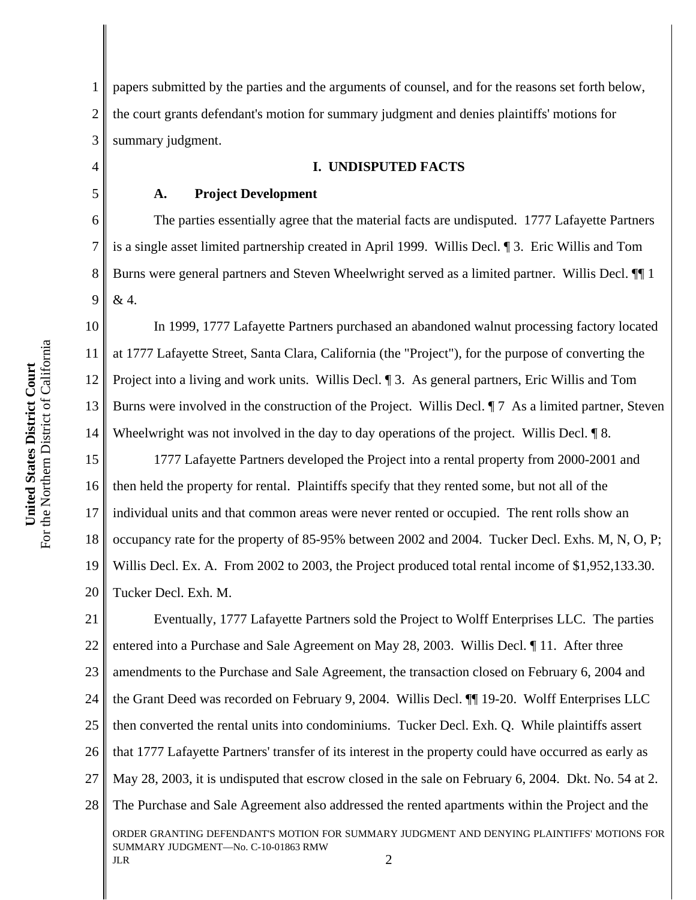papers submitted by the parties and the arguments of counsel, and for the reasons set forth below, the court grants defendant's motion for summary judgment and denies plaintiffs' motions for summary judgment.

## I. UNDISPUTED FACTS

### A. Project Development

The parties essentially agree that the material facts are undisputed. 1777 Lafayette Partners is a single asset limited partnership created in April 1999. Willis Decl. ¶ 3. Eric Willis and Tom Burns were general partners and Steven Wheelwright served as a limited partner. Willis Decl. ¶¶ 1 & 4.

In 1999, 1777 Lafayette Partners purchased an abandoned walnut processing factory located at 1777 Lafayette Street, Santa Clara, California (the "Project"), for the purpose of converting the Project into a living and work units. Willis Decl. ¶ 3. As general partners, Eric Willis and Tom Burns were involved in the construction of the Project. Willis Decl. ¶ 7 As a limited partner, Steven Wheelwright was not involved in the day to day operations of the project. Willis Decl. ¶ 8.

1777 Lafayette Partners developed the Project into a rental property from 2000-2001 and then held the property for rental. Plaintiffs specify that they rented some, but not all of the individual units and that common areas were never rented or occupied. The rent rolls show an occupancy rate for the property of 85-95% between 2002 and 2004. Tucker Decl. Exhs. M, N, O, P; Willis Decl. Ex. A. From 2002 to 2003, the Project produced total rental income of $1,952,133.30. Tucker Decl. Exh. M.

Eventually, 1777 Lafayette Partners sold the Project to Wolff Enterprises LLC. The parties entered into a Purchase and Sale Agreement on May 28, 2003. Willis Decl. ¶ 11. After three amendments to the Purchase and Sale Agreement, the transaction closed on February 6, 2004 and the Grant Deed was recorded on February 9, 2004. Willis Decl. ¶¶ 19-20. Wolff Enterprises LLC then converted the rental units into condominiums. Tucker Decl. Exh. Q. While plaintiffs assert that 1777 Lafayette Partners' transfer of its interest in the property could have occurred as early as May 28, 2003, it is undisputed that escrow closed in the sale on February 6, 2004. Dkt. No. 54 at 2. The Purchase and Sale Agreement also addressed the rented apartments within the Project and the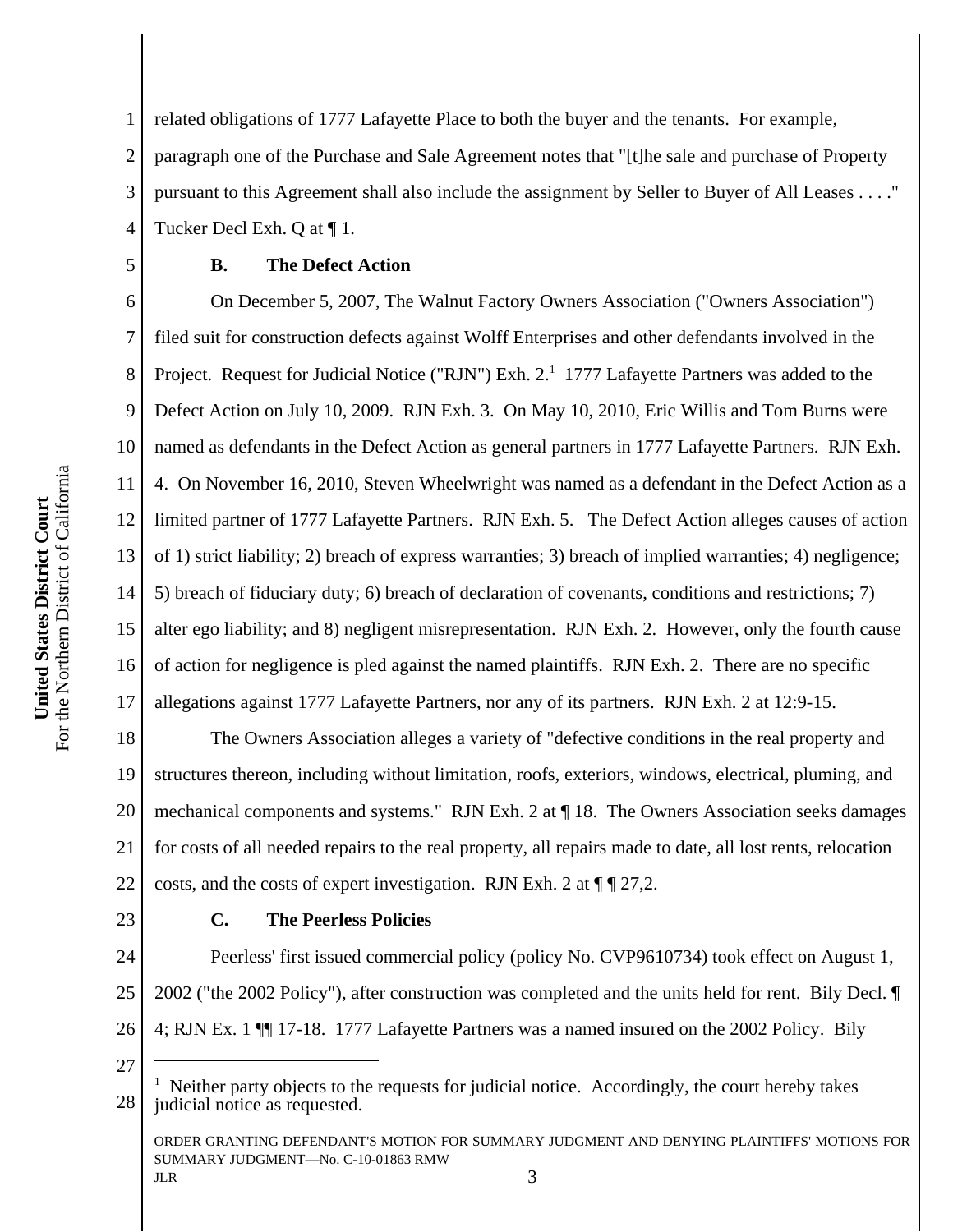related obligations of 1777 Lafayette Place to both the buyer and the tenants. For example, paragraph one of the Purchase and Sale Agreement notes that "[t]he sale and purchase of Property pursuant to this Agreement shall also include the assignment by Seller to Buyer of All Leases . . . ." Tucker Decl Exh. Q at ¶ 1.

### B. The Defect Action

On December 5, 2007, The Walnut Factory Owners Association ("Owners Association") filed suit for construction defects against Wolff Enterprises and other defendants involved in the Project. Request for Judicial Notice ("RJN") Exh. 2.[1] 1777 Lafayette Partners was added to the Defect Action on July 10, 2009. RJN Exh. 3. On May 10, 2010, Eric Willis and Tom Burns were named as defendants in the Defect Action as general partners in 1777 Lafayette Partners. RJN Exh. 4. On November 16, 2010, Steven Wheelwright was named as a defendant in the Defect Action as a limited partner of 1777 Lafayette Partners. RJN Exh. 5. The Defect Action alleges causes of action of 1) strict liability; 2) breach of express warranties; 3) breach of implied warranties; 4) negligence; 5) breach of fiduciary duty; 6) breach of declaration of covenants, conditions and restrictions; 7) alter ego liability; and 8) negligent misrepresentation. RJN Exh. 2. However, only the fourth cause of action for negligence is pled against the named plaintiffs. RJN Exh. 2. There are no specific allegations against 1777 Lafayette Partners, nor any of its partners. RJN Exh. 2 at 12:9-15.

The Owners Association alleges a variety of "defective conditions in the real property and structures thereon, including without limitation, roofs, exteriors, windows, electrical, puming, and mechanical components and systems." RJN Exh. 2 at ¶ 18. The Owners Association seeks damages for costs of all needed repairs to the real property, all repairs made to date, all lost rents, relocation costs, and the costs of expert investigation. RJN Exh. 2 at ¶ ¶ 27,2.

### C. The Peerless Policies

Peerless' first issued commercial policy (policy No. CVP9610734) took effect on August 1, 2002 ("the 2002 Policy"), after construction was completed and the units held for rent. Bily Decl. ¶ 4; RJN Ex. 1 ¶¶ 17-18. 1777 Lafayette Partners was a named insured on the 2002 Policy. Bily

---

[1] Neither party objects to the requests for judicial notice. Accordingly, the court hereby takes judicial notice as requested.

ORDER GRANTING DEFENDANT'S MOTION FOR SUMMARY JUDGMENT AND DENYING PLAINTIFFS' MOTIONS FOR SUMMARY JUDGMENT—No. C-10-01863 RMW
JLR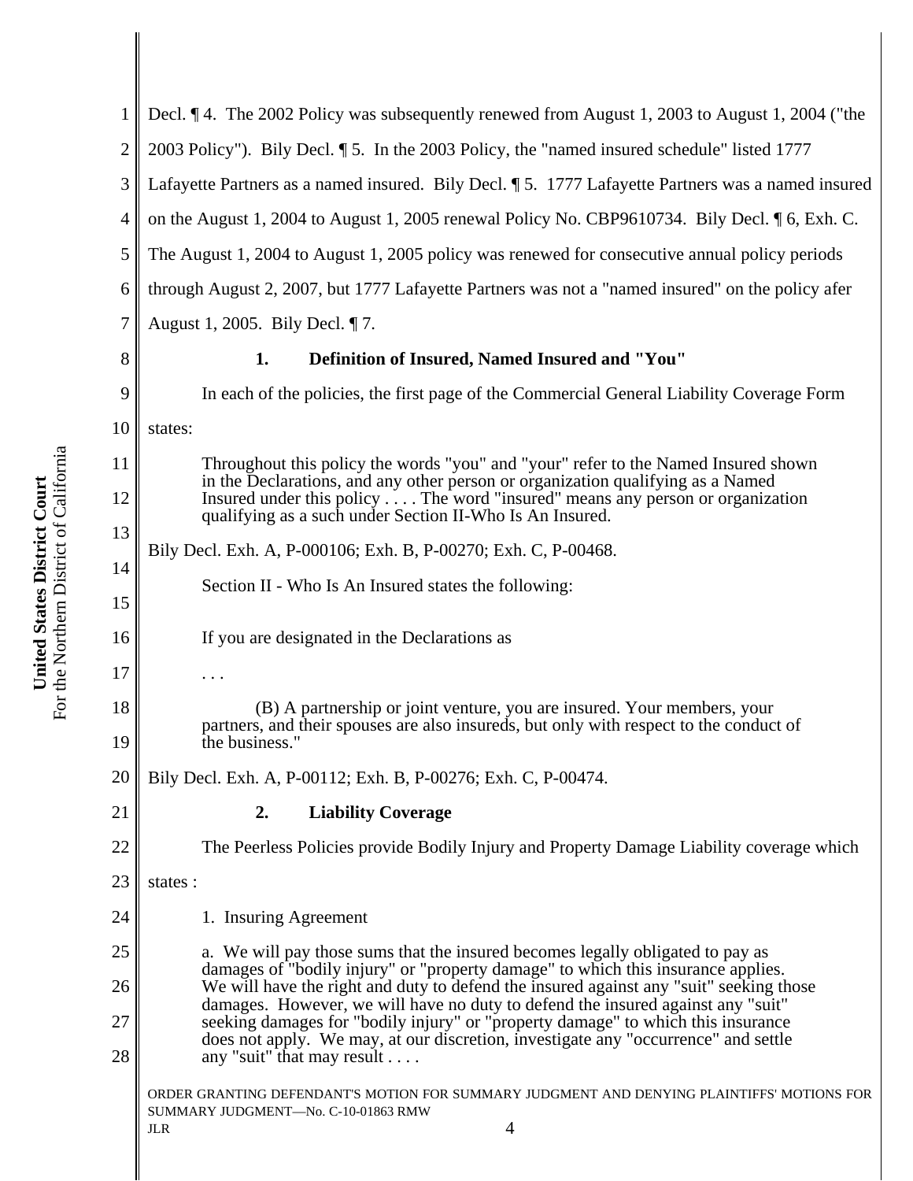Decl. ¶ 4. The 2002 Policy was subsequently renewed from August 1, 2003 to August 1, 2004 ("the 2003 Policy"). Bily Decl. ¶ 5. In the 2003 Policy, the "named insured schedule" listed 1777 Lafayette Partners as a named insured. Bily Decl. ¶ 5. 1777 Lafayette Partners was a named insured on the August 1, 2004 to August 1, 2005 renewal Policy No. CBP9610734. Bily Decl. ¶ 6, Exh. C. The August 1, 2004 to August 1, 2005 policy was renewed for consecutive annual policy periods through August 2, 2007, but 1777 Lafayette Partners was not a "named insured" on the policy afer August 1, 2005. Bily Decl. ¶ 7.

**1. Definition of Insured, Named Insured and "You"**

In each of the policies, the first page of the Commercial General Liability Coverage Form states:

> Throughout this policy the words "you" and "your" refer to the Named Insured shown in the Declarations, and any other person or organization qualifying as a Named Insured under this policy . . . . The word "insured" means any person or organization qualifying as a such under Section II-Who Is An Insured.

Bily Decl. Exh. A, P-000106; Exh. B, P-00270; Exh. C, P-00468.

Section II - Who Is An Insured states the following:

> If you are designated in the Declarations as
>
> . . .
>
> (B) A partnership or joint venture, you are insured. Your members, your partners, and their spouses are also insureds, but only with respect to the conduct of the business."

Bily Decl. Exh. A, P-00112; Exh. B, P-00276; Exh. C, P-00474.

**2. Liability Coverage**

The Peerless Policies provide Bodily Injury and Property Damage Liability coverage which states :

> 1. Insuring Agreement
>
> a. We will pay those sums that the insured becomes legally obligated to pay as damages of "bodily injury" or "property damage" to which this insurance applies. We will have the right and duty to defend the insured against any "suit" seeking those damages. However, we will have no duty to defend the insured against any "suit" seeking damages for "bodily injury" or "property damage" to which this insurance does not apply. We may, at our discretion, investigate any "occurrence" and settle any "suit" that may result . . . .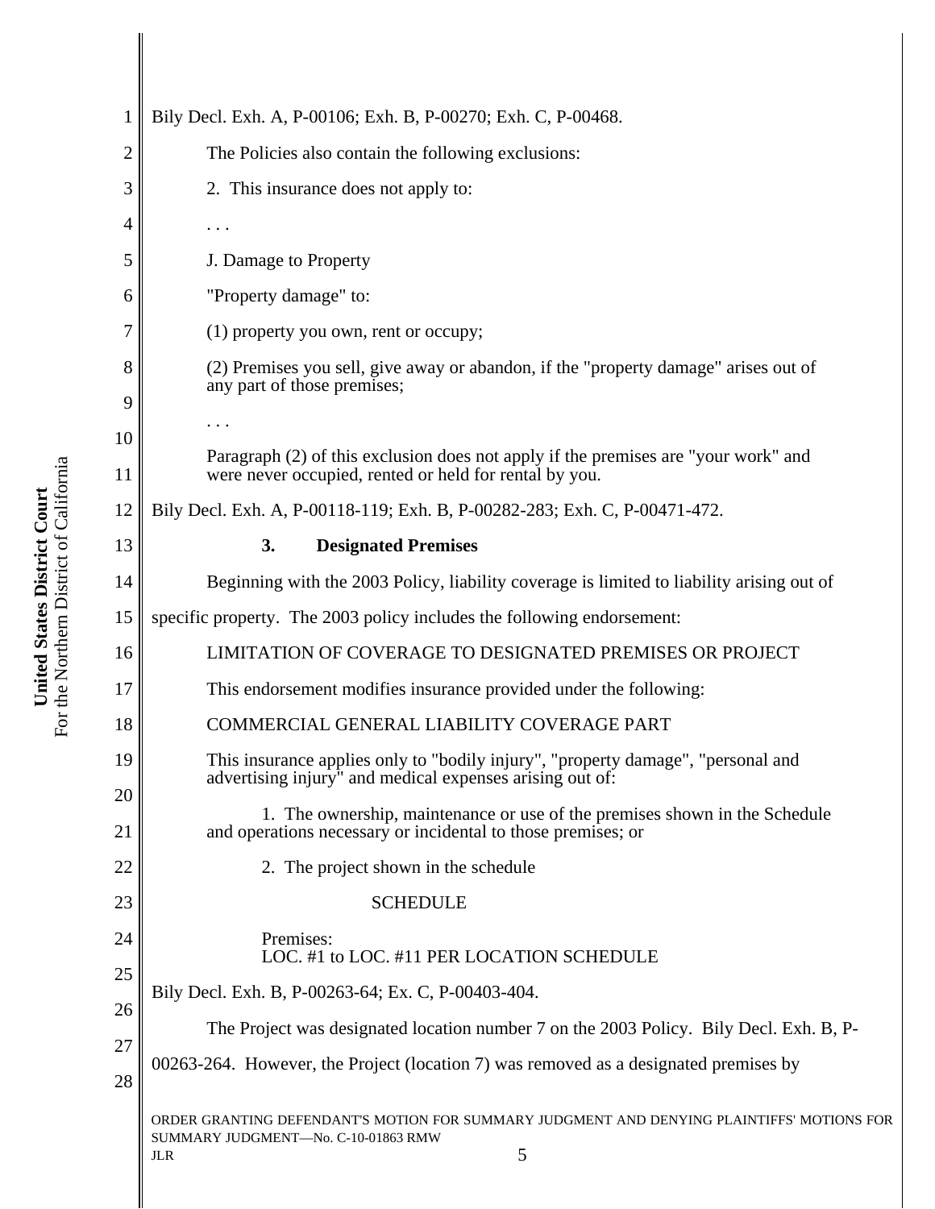Bily Decl. Exh. A, P-00106; Exh. B, P-00270; Exh. C, P-00468.

The Policies also contain the following exclusions:

> 2. This insurance does not apply to:
>
> . . .
>
> J. Damage to Property
>
> "Property damage" to:
>
> (1) property you own, rent or occupy;
>
> (2) Premises you sell, give away or abandon, if the "property damage" arises out of any part of those premises;
>
> . . .
>
> Paragraph (2) of this exclusion does not apply if the premises are "your work" and were never occupied, rented or held for rental by you.

Bily Decl. Exh. A, P-00118-119; Exh. B, P-00282-283; Exh. C, P-00471-472.

### 3. Designated Premises

Beginning with the 2003 Policy, liability coverage is limited to liability arising out of specific property. The 2003 policy includes the following endorsement:

> LIMITATION OF COVERAGE TO DESIGNATED PREMISES OR PROJECT
>
> This endorsement modifies insurance provided under the following:
>
> COMMERCIAL GENERAL LIABILITY COVERAGE PART
>
> This insurance applies only to "bodily injury", "property damage", "personal and advertising injury" and medical expenses arising out of:
>
> 1. The ownership, maintenance or use of the premises shown in the Schedule and operations necessary or incidental to those premises; or
>
> 2. The project shown in the schedule
>
> SCHEDULE
>
> Premises:
> LOC. #1 to LOC. #11 PER LOCATION SCHEDULE

Bily Decl. Exh. B, P-00263-64; Ex. C, P-00403-404.

The Project was designated location number 7 on the 2003 Policy. Bily Decl. Exh. B, P-00263-264. However, the Project (location 7) was removed as a designated premises by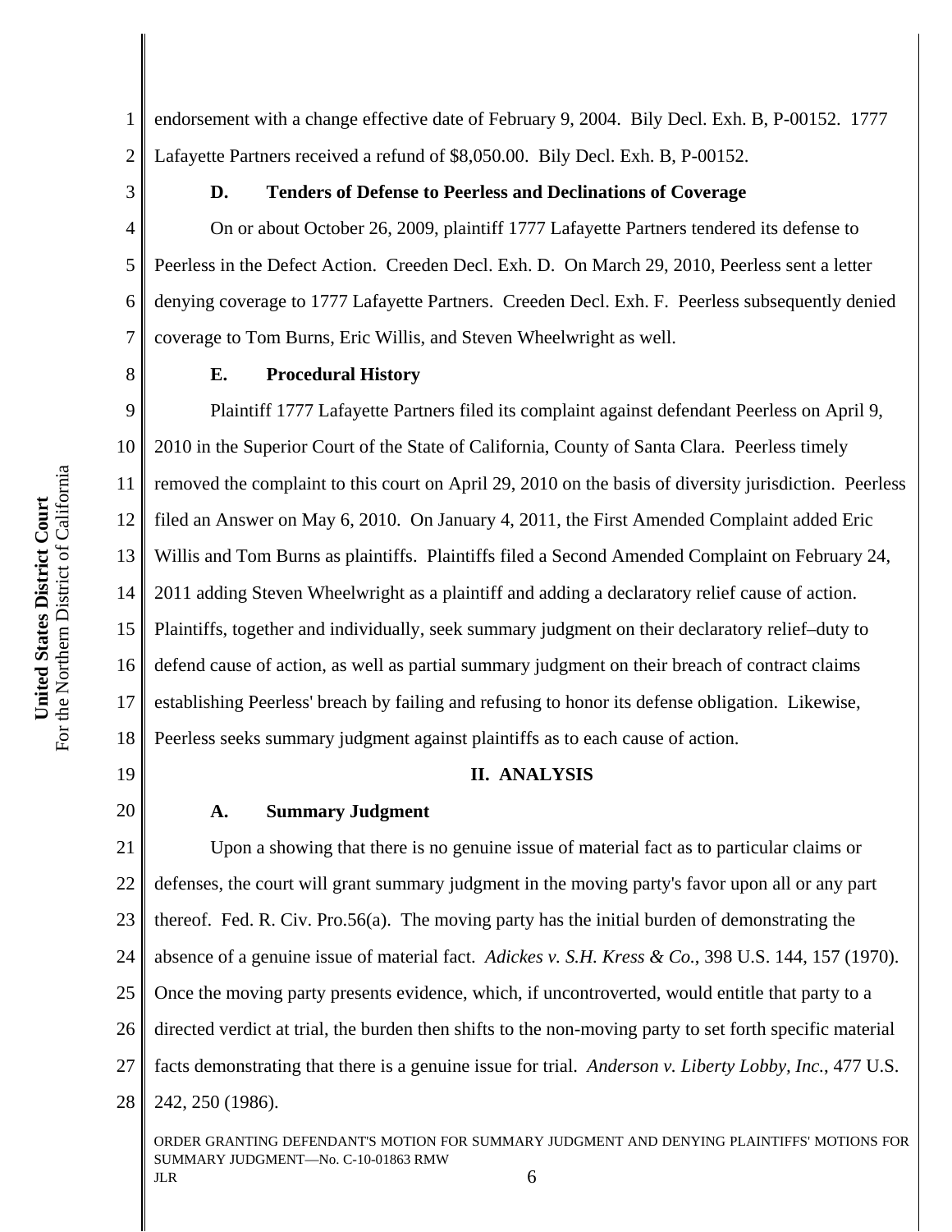endorsement with a change effective date of February 9, 2004. Bily Decl. Exh. B, P-00152. 1777 Lafayette Partners received a refund of $8,050.00. Bily Decl. Exh. B, P-00152.

### D. Tenders of Defense to Peerless and Declinations of Coverage

On or about October 26, 2009, plaintiff 1777 Lafayette Partners tendered its defense to Peerless in the Defect Action. Creeden Decl. Exh. D. On March 29, 2010, Peerless sent a letter denying coverage to 1777 Lafayette Partners. Creeden Decl. Exh. F. Peerless subsequently denied coverage to Tom Burns, Eric Willis, and Steven Wheelwright as well.

### E. Procedural History

Plaintiff 1777 Lafayette Partners filed its complaint against defendant Peerless on April 9, 2010 in the Superior Court of the State of California, County of Santa Clara. Peerless timely removed the complaint to this court on April 29, 2010 on the basis of diversity jurisdiction. Peerless filed an Answer on May 6, 2010. On January 4, 2011, the First Amended Complaint added Eric Willis and Tom Burns as plaintiffs. Plaintiffs filed a Second Amended Complaint on February 24, 2011 adding Steven Wheelwright as a plaintiff and adding a declaratory relief cause of action. Plaintiffs, together and individually, seek summary judgment on their declaratory relief–duty to defend cause of action, as well as partial summary judgment on their breach of contract claims establishing Peerless' breach by failing and refusing to honor its defense obligation. Likewise, Peerless seeks summary judgment against plaintiffs as to each cause of action.

## II. ANALYSIS

### A. Summary Judgment

Upon a showing that there is no genuine issue of material fact as to particular claims or defenses, the court will grant summary judgment in the moving party's favor upon all or any part thereof. Fed. R. Civ. Pro.56(a). The moving party has the initial burden of demonstrating the absence of a genuine issue of material fact. *Adickes v. S.H. Kress & Co.*, 398 U.S. 144, 157 (1970). Once the moving party presents evidence, which, if uncontroverted, would entitle that party to a directed verdict at trial, the burden then shifts to the non-moving party to set forth specific material facts demonstrating that there is a genuine issue for trial. *Anderson v. Liberty Lobby, Inc.*, 477 U.S. 242, 250 (1986).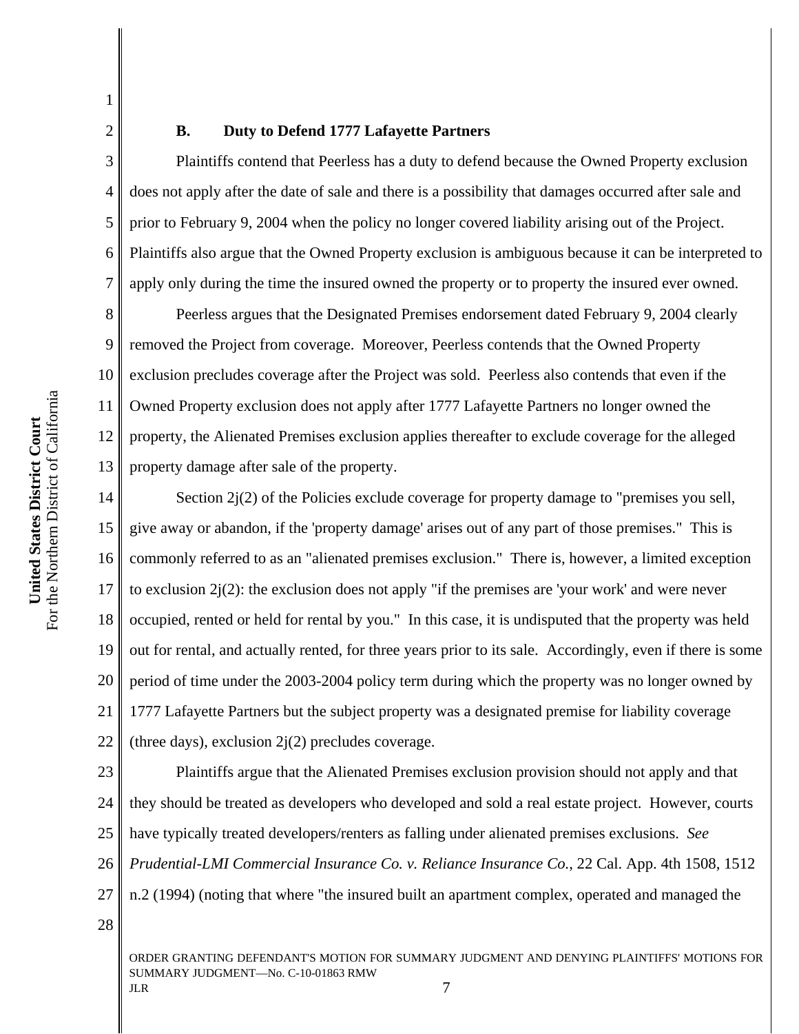### B. Duty to Defend 1777 Lafayette Partners

Plaintiffs contend that Peerless has a duty to defend because the Owned Property exclusion does not apply after the date of sale and there is a possibility that damages occurred after sale and prior to February 9, 2004 when the policy no longer covered liability arising out of the Project. Plaintiffs also argue that the Owned Property exclusion is ambiguous because it can be interpreted to apply only during the time the insured owned the property or to property the insured ever owned.

Peerless argues that the Designated Premises endorsement dated February 9, 2004 clearly removed the Project from coverage. Moreover, Peerless contends that the Owned Property exclusion precludes coverage after the Project was sold. Peerless also contends that even if the Owned Property exclusion does not apply after 1777 Lafayette Partners no longer owned the property, the Alienated Premises exclusion applies thereafter to exclude coverage for the alleged property damage after sale of the property.

Section 2j(2) of the Policies exclude coverage for property damage to "premises you sell, give away or abandon, if the 'property damage' arises out of any part of those premises." This is commonly referred to as an "alienated premises exclusion." There is, however, a limited exception to exclusion 2j(2): the exclusion does not apply "if the premises are 'your work' and were never occupied, rented or held for rental by you." In this case, it is undisputed that the property was held out for rental, and actually rented, for three years prior to its sale. Accordingly, even if there is some period of time under the 2003-2004 policy term during which the property was no longer owned by 1777 Lafayette Partners but the subject property was a designated premise for liability coverage (three days), exclusion 2j(2) precludes coverage.

Plaintiffs argue that the Alienated Premises exclusion provision should not apply and that they should be treated as developers who developed and sold a real estate project. However, courts have typically treated developers/renters as falling under alienated premises exclusions. *See Prudential-LMI Commercial Insurance Co. v. Reliance Insurance Co.*, 22 Cal. App. 4th 1508, 1512 n.2 (1994) (noting that where "the insured built an apartment complex, operated and managed the

ORDER GRANTING DEFENDANT'S MOTION FOR SUMMARY JUDGMENT AND DENYING PLAINTIFFS' MOTIONS FOR SUMMARY JUDGMENT—No. C-10-01863 RMW
JLR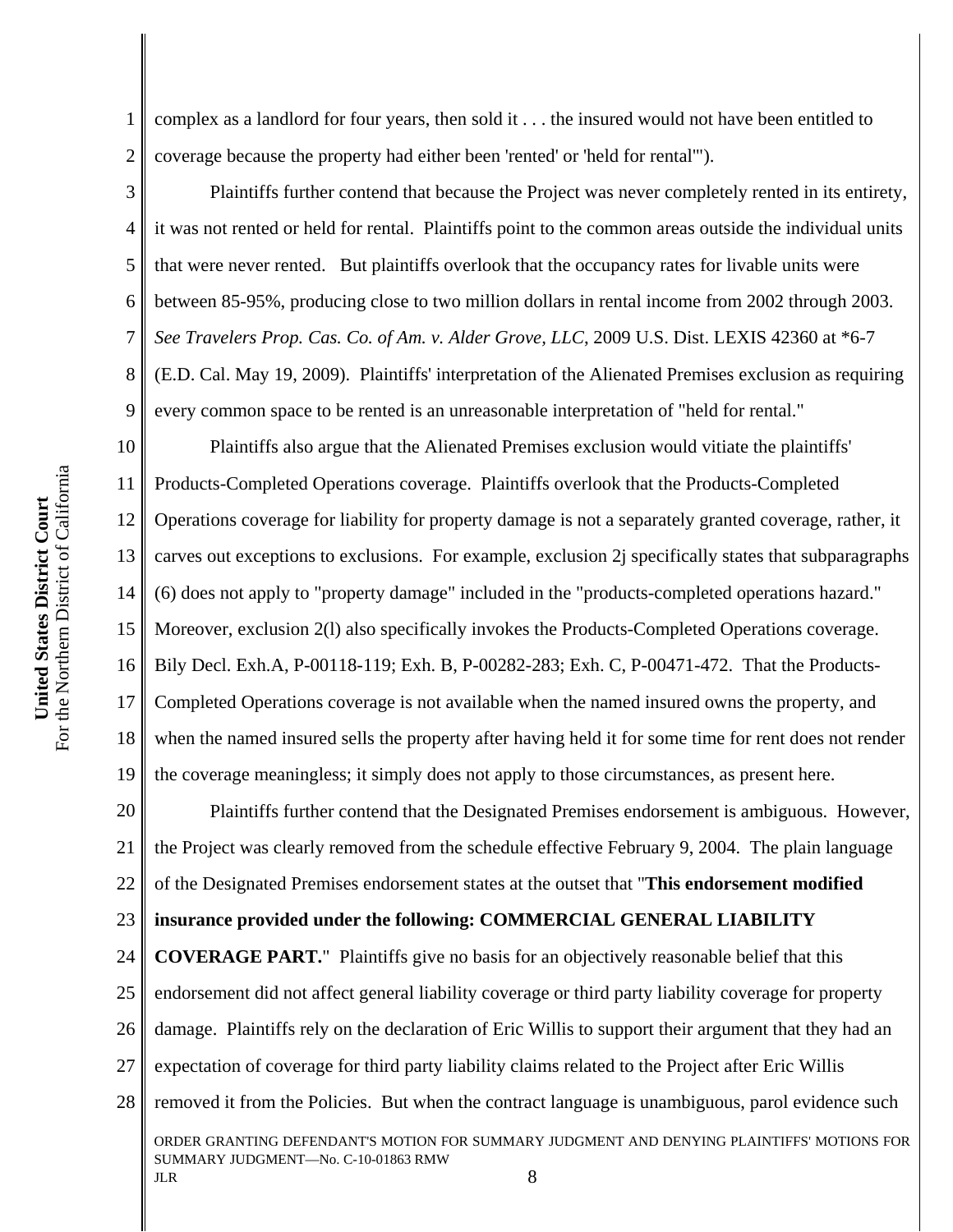complex as a landlord for four years, then sold it . . . the insured would not have been entitled to coverage because the property had either been 'rented' or 'held for rental'").

Plaintiffs further contend that because the Project was never completely rented in its entirety, it was not rented or held for rental. Plaintiffs point to the common areas outside the individual units that were never rented. But plaintiffs overlook that the occupancy rates for livable units were between 85-95%, producing close to two million dollars in rental income from 2002 through 2003. *See Travelers Prop. Cas. Co. of Am. v. Alder Grove, LLC*, 2009 U.S. Dist. LEXIS 42360 at *6-7 (E.D. Cal. May 19, 2009). Plaintiffs' interpretation of the Alienated Premises exclusion as requiring every common space to be rented is an unreasonable interpretation of "held for rental."

Plaintiffs also argue that the Alienated Premises exclusion would vitiate the plaintiffs' Products-Completed Operations coverage. Plaintiffs overlook that the Products-Completed Operations coverage for liability for property damage is not a separately granted coverage, rather, it carves out exceptions to exclusions. For example, exclusion 2j specifically states that subparagraphs (6) does not apply to "property damage" included in the "products-completed operations hazard." Moreover, exclusion 2(l) also specifically invokes the Products-Completed Operations coverage. Bily Decl. Exh.A, P-00118-119; Exh. B, P-00282-283; Exh. C, P-00471-472. That the Products-Completed Operations coverage is not available when the named insured owns the property, and when the named insured sells the property after having held it for some time for rent does not render the coverage meaningless; it simply does not apply to those circumstances, as present here.

Plaintiffs further contend that the Designated Premises endorsement is ambiguous. However, the Project was clearly removed from the schedule effective February 9, 2004. The plain language of the Designated Premises endorsement states at the outset that "**This endorsement modified insurance provided under the following: COMMERCIAL GENERAL LIABILITY COVERAGE PART.**" Plaintiffs give no basis for an objectively reasonable belief that this endorsement did not affect general liability coverage or third party liability coverage for property damage. Plaintiffs rely on the declaration of Eric Willis to support their argument that they had an expectation of coverage for third party liability claims related to the Project after Eric Willis removed it from the Policies. But when the contract language is unambiguous, parol evidence such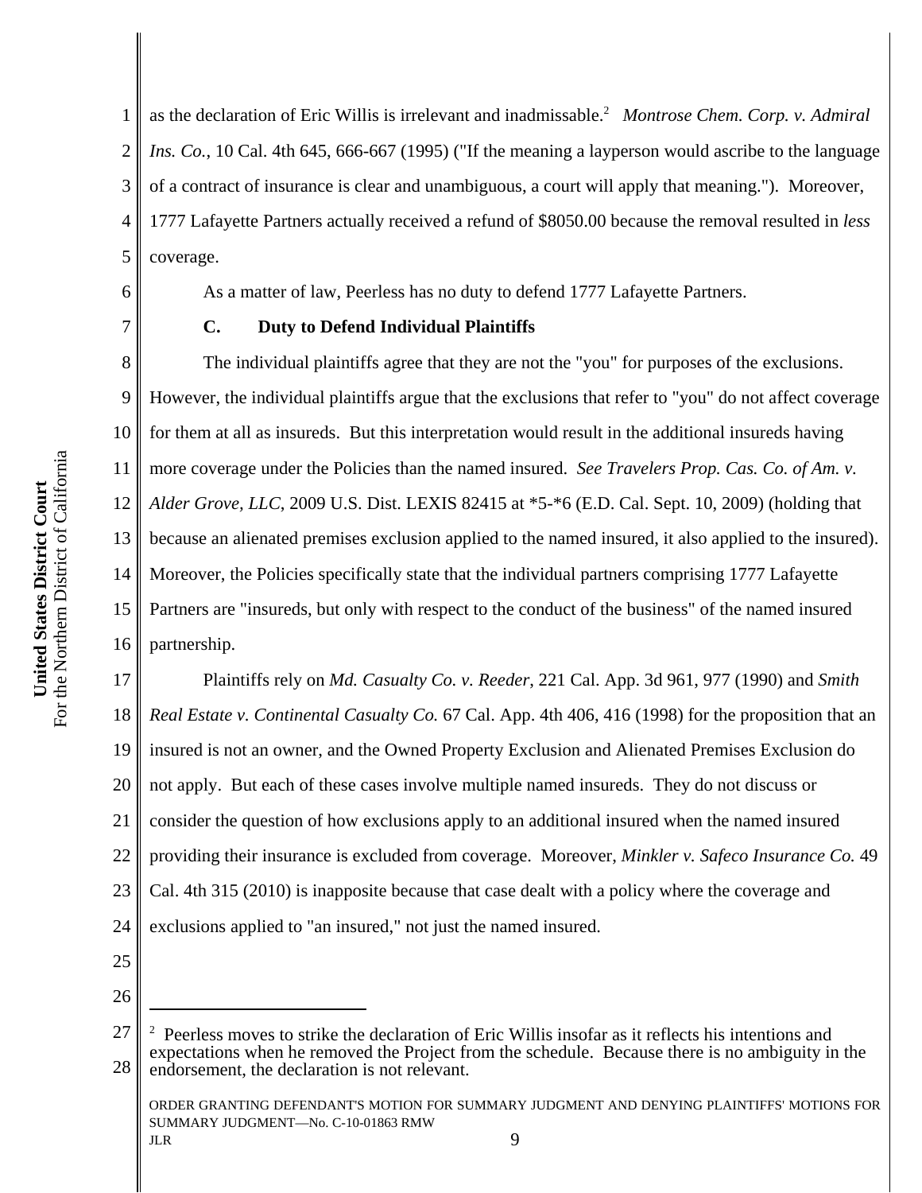as the declaration of Eric Willis is irrelevant and inadmissable.[2] *Montrose Chem. Corp. v. Admiral Ins. Co.*, 10 Cal. 4th 645, 666-667 (1995) ("If the meaning a layperson would ascribe to the language of a contract of insurance is clear and unambiguous, a court will apply that meaning."). Moreover, 1777 Lafayette Partners actually received a refund of $8050.00 because the removal resulted in *less* coverage.

As a matter of law, Peerless has no duty to defend 1777 Lafayette Partners.

### C. Duty to Defend Individual Plaintiffs

The individual plaintiffs agree that they are not the "you" for purposes of the exclusions. However, the individual plaintiffs argue that the exclusions that refer to "you" do not affect coverage for them at all as insureds. But this interpretation would result in the additional insureds having more coverage under the Policies than the named insured. *See Travelers Prop. Cas. Co. of Am. v. Alder Grove, LLC*, 2009 U.S. Dist. LEXIS 82415 at *5-*6 (E.D. Cal. Sept. 10, 2009) (holding that because an alienated premises exclusion applied to the named insured, it also applied to the insured). Moreover, the Policies specifically state that the individual partners comprising 1777 Lafayette Partners are "insureds, but only with respect to the conduct of the business" of the named insured partnership.

Plaintiffs rely on *Md. Casualty Co. v. Reeder*, 221 Cal. App. 3d 961, 977 (1990) and *Smith Real Estate v. Continental Casualty Co.* 67 Cal. App. 4th 406, 416 (1998) for the proposition that an insured is not an owner, and the Owned Property Exclusion and Alienated Premises Exclusion do not apply. But each of these cases involve multiple named insureds. They do not discuss or consider the question of how exclusions apply to an additional insured when the named insured providing their insurance is excluded from coverage. Moreover, *Minkler v. Safeco Insurance Co.* 49 Cal. 4th 315 (2010) is inapposite because that case dealt with a policy where the coverage and exclusions applied to "an insured," not just the named insured.

---

[2] Peerless moves to strike the declaration of Eric Willis insofar as it reflects his intentions and expectations when he removed the Project from the schedule. Because there is no ambiguity in the endorsement, the declaration is not relevant.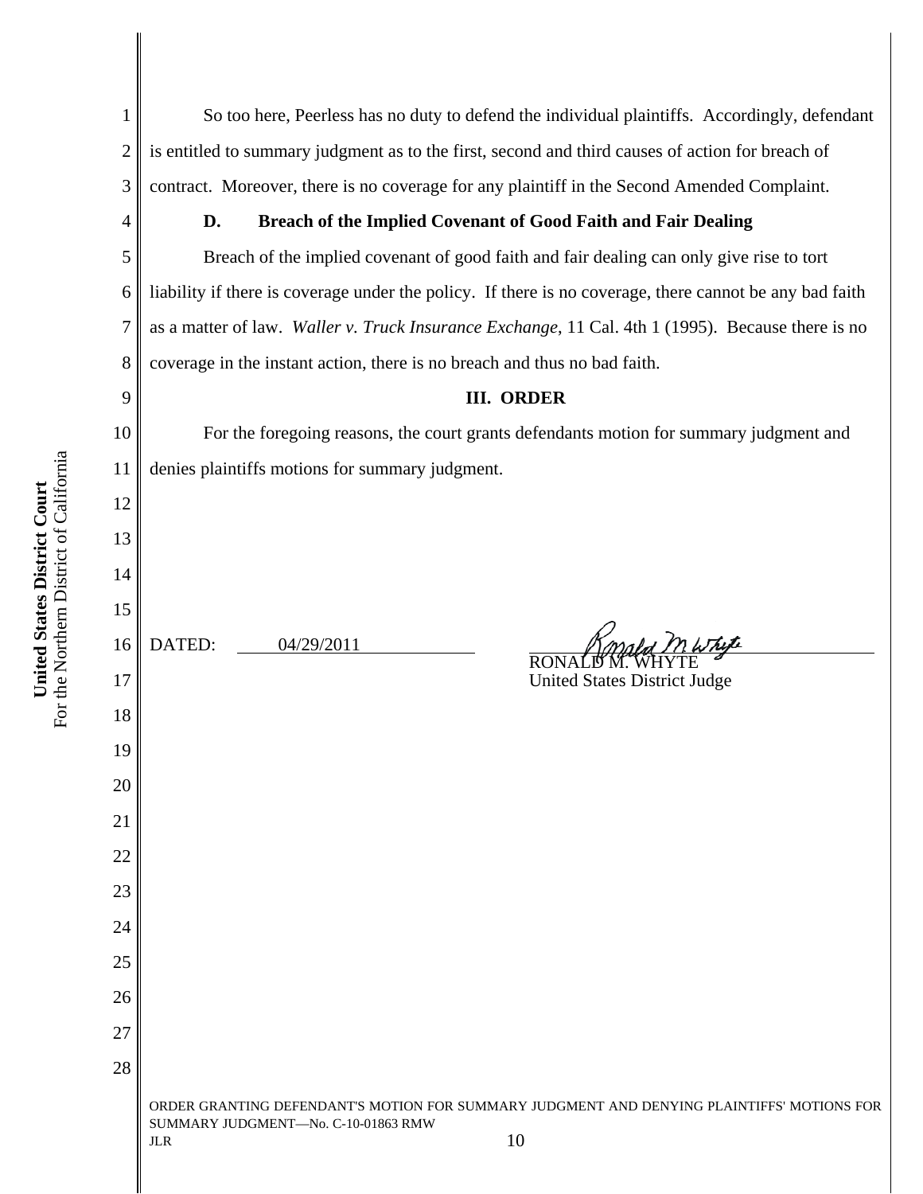So too here, Peerless has no duty to defend the individual plaintiffs. Accordingly, defendant is entitled to summary judgment as to the first, second and third causes of action for breach of contract. Moreover, there is no coverage for any plaintiff in the Second Amended Complaint.

**D. Breach of the Implied Covenant of Good Faith and Fair Dealing**

Breach of the implied covenant of good faith and fair dealing can only give rise to tort liability if there is coverage under the policy. If there is no coverage, there cannot be any bad faith as a matter of law. *Waller v. Truck Insurance Exchange*, 11 Cal. 4th 1 (1995). Because there is no coverage in the instant action, there is no breach and thus no bad faith.

## III. ORDER

For the foregoing reasons, the court grants defendants motion for summary judgment and denies plaintiffs motions for summary judgment.

DATED: 04/29/2011

RONALD M. WHYTE
United States District Judge

ORDER GRANTING DEFENDANT'S MOTION FOR SUMMARY JUDGMENT AND DENYING PLAINTIFFS' MOTIONS FOR SUMMARY JUDGMENT—No. C-10-01863 RMW
JLR